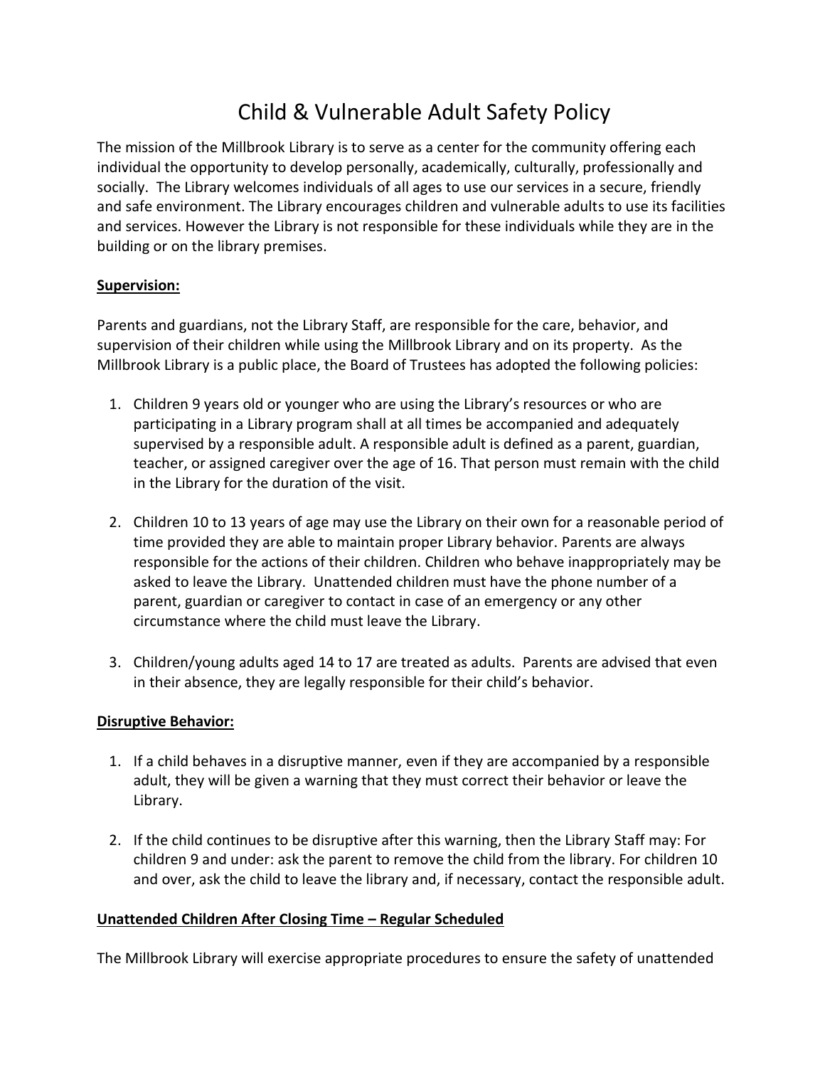# Child & Vulnerable Adult Safety Policy

The mission of the Millbrook Library is to serve as a center for the community offering each individual the opportunity to develop personally, academically, culturally, professionally and socially. The Library welcomes individuals of all ages to use our services in a secure, friendly and safe environment. The Library encourages children and vulnerable adults to use its facilities and services. However the Library is not responsible for these individuals while they are in the building or on the library premises.

**Supervision:**

Parents and guardians, not the Library Staff, are responsible for the care, behavior, and supervision of their children while using the Millbrook Library and on its property. As the Millbrook Library is a public place, the Board of Trustees has adopted the following policies:

1. Children 9 years old or younger who are using the Library's resources or who are participating in a Library program shall at all times be accompanied and adequately supervised by a responsible adult. A responsible adult is defined as a parent, guardian, teacher, or assigned caregiver over the age of 16. That person must remain with the child in the Library for the duration of the visit.

2. Children 10 to 13 years of age may use the Library on their own for a reasonable period of time provided they are able to maintain proper Library behavior. Parents are always responsible for the actions of their children. Children who behave inappropriately may be asked to leave the Library. Unattended children must have the phone number of a parent, guardian or caregiver to contact in case of an emergency or any other circumstance where the child must leave the Library.

3. Children/young adults aged 14 to 17 are treated as adults. Parents are advised that even in their absence, they are legally responsible for their child's behavior.

**Disruptive Behavior:**

1. If a child behaves in a disruptive manner, even if they are accompanied by a responsible adult, they will be given a warning that they must correct their behavior or leave the Library.

2. If the child continues to be disruptive after this warning, then the Library Staff may: For children 9 and under: ask the parent to remove the child from the library. For children 10 and over, ask the child to leave the library and, if necessary, contact the responsible adult.

**Unattended Children After Closing Time – Regular Scheduled**

The Millbrook Library will exercise appropriate procedures to ensure the safety of unattended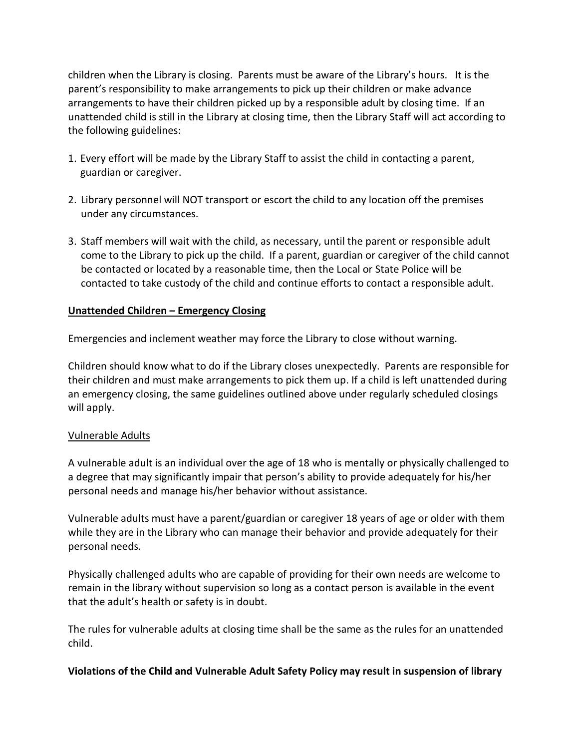children when the Library is closing. Parents must be aware of the Library's hours. It is the parent's responsibility to make arrangements to pick up their children or make advance arrangements to have their children picked up by a responsible adult by closing time. If an unattended child is still in the Library at closing time, then the Library Staff will act according to the following guidelines:

1. Every effort will be made by the Library Staff to assist the child in contacting a parent, guardian or caregiver.

2. Library personnel will NOT transport or escort the child to any location off the premises under any circumstances.

3. Staff members will wait with the child, as necessary, until the parent or responsible adult come to the Library to pick up the child. If a parent, guardian or caregiver of the child cannot be contacted or located by a reasonable time, then the Local or State Police will be contacted to take custody of the child and continue efforts to contact a responsible adult.

**Unattended Children – Emergency Closing**

Emergencies and inclement weather may force the Library to close without warning.

Children should know what to do if the Library closes unexpectedly. Parents are responsible for their children and must make arrangements to pick them up. If a child is left unattended during an emergency closing, the same guidelines outlined above under regularly scheduled closings will apply.

Vulnerable Adults

A vulnerable adult is an individual over the age of 18 who is mentally or physically challenged to a degree that may significantly impair that person's ability to provide adequately for his/her personal needs and manage his/her behavior without assistance.

Vulnerable adults must have a parent/guardian or caregiver 18 years of age or older with them while they are in the Library who can manage their behavior and provide adequately for their personal needs.

Physically challenged adults who are capable of providing for their own needs are welcome to remain in the library without supervision so long as a contact person is available in the event that the adult's health or safety is in doubt.

The rules for vulnerable adults at closing time shall be the same as the rules for an unattended child.

**Violations of the Child and Vulnerable Adult Safety Policy may result in suspension of library**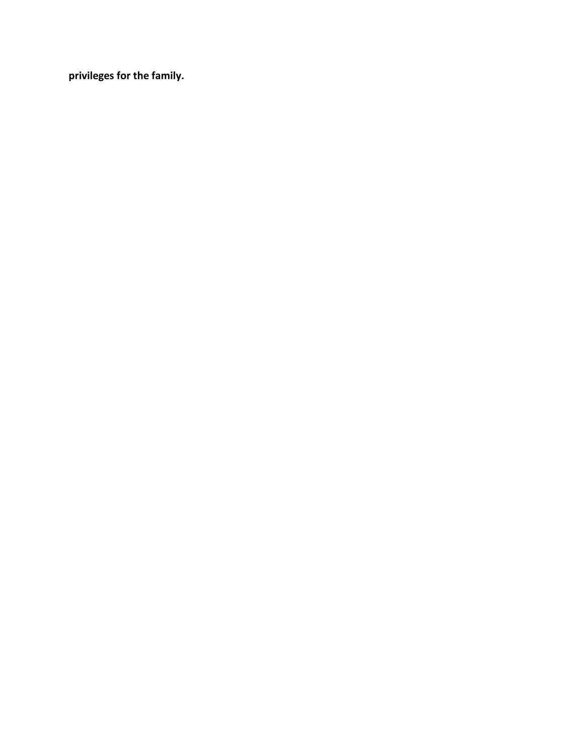**privileges for the family.**